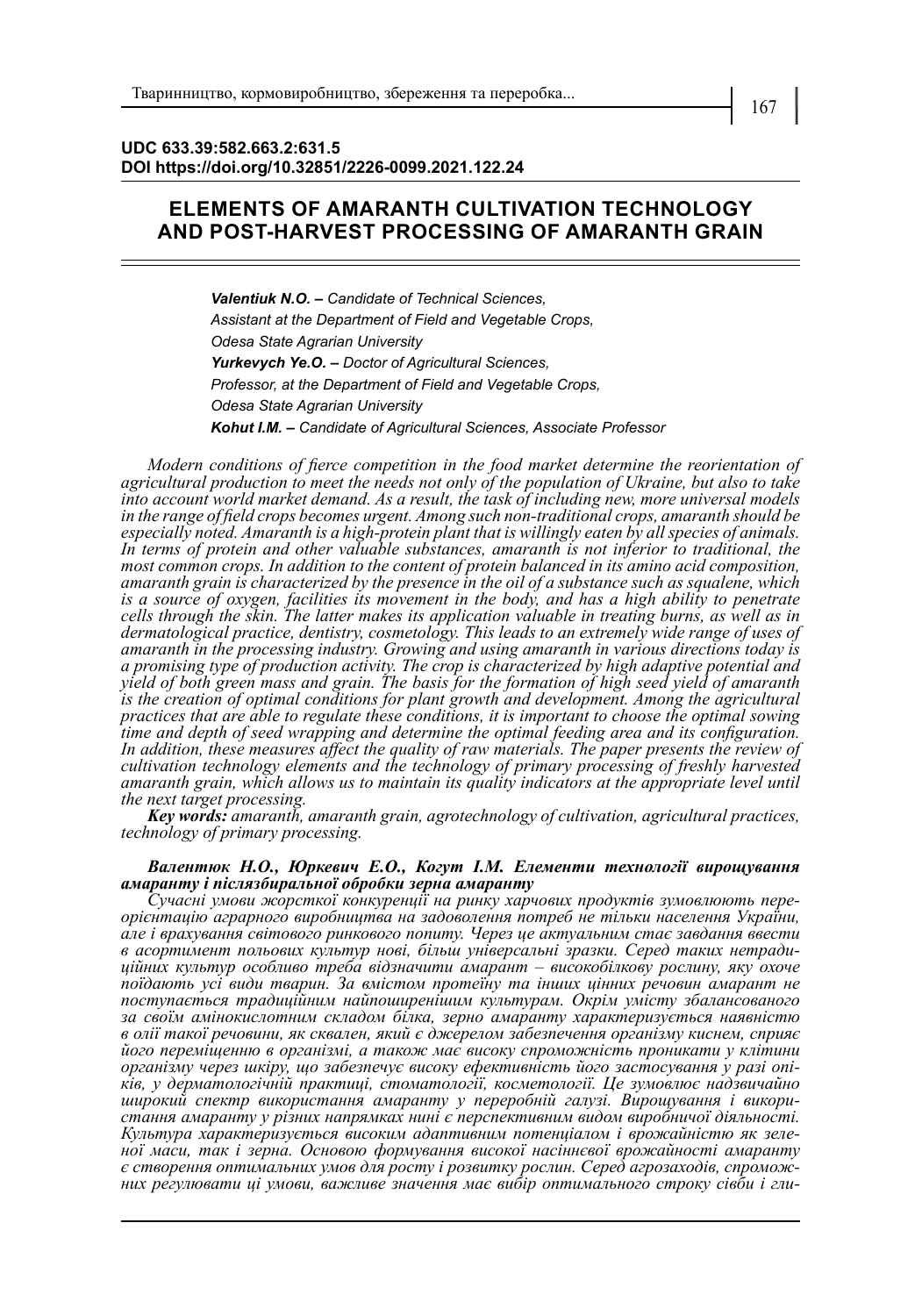**UDC 633.39:582.663.2:631.5**
**DOI https://doi.org/10.32851/2226-0099.2021.122.24**

# ELEMENTS OF AMARANTH CULTIVATION TECHNOLOGY AND POST-HARVEST PROCESSING OF AMARANTH GRAIN

***Valentiuk N.O.*** *– Candidate of Technical Sciences,*
*Assistant at the Department of Field and Vegetable Crops,*
*Odesa State Agrarian University*
***Yurkevych Ye.O.*** *– Doctor of Agricultural Sciences,*
*Professor, at the Department of Field and Vegetable Crops,*
*Odesa State Agrarian University*
***Kohut I.M.*** *– Candidate of Agricultural Sciences, Associate Professor*

*Modern conditions of fierce competition in the food market determine the reorientation of agricultural production to meet the needs not only of the population of Ukraine, but also to take into account world market demand. As a result, the task of including new, more universal models in the range of field crops becomes urgent. Among such non-traditional crops, amaranth should be especially noted. Amaranth is a high-protein plant that is willingly eaten by all species of animals. In terms of protein and other valuable substances, amaranth is not inferior to traditional, the most common crops. In addition to the content of protein balanced in its amino acid composition, amaranth grain is characterized by the presence in the oil of a substance such as squalene, which is a source of oxygen, facilities its movement in the body, and has a high ability to penetrate cells through the skin. The latter makes its application valuable in treating burns, as well as in dermatological practice, dentistry, cosmetology. This leads to an extremely wide range of uses of amaranth in the processing industry. Growing and using amaranth in various directions today is a promising type of production activity. The crop is characterized by high adaptive potential and yield of both green mass and grain. The basis for the formation of high seed yield of amaranth is the creation of optimal conditions for plant growth and development. Among the agricultural practices that are able to regulate these conditions, it is important to choose the optimal sowing time and depth of seed wrapping and determine the optimal feeding area and its configuration. In addition, these measures affect the quality of raw materials. The paper presents the review of cultivation technology elements and the technology of primary processing of freshly harvested amaranth grain, which allows us to maintain its quality indicators at the appropriate level until the next target processing.*

***Key words:*** *amaranth, amaranth grain, agrotechnology of cultivation, agricultural practices, technology of primary processing.*

***Валентюк Н.О., Юркевич Е.О., Когут І.М. Елементи технології вирощування амаранту і післязбиральної обробки зерна амаранту***

*Сучасні умови жорсткої конкуренції на ринку харчових продуктів зумовлюють переорієнтацію аграрного виробництва на задоволення потреб не тільки населення України, але і врахування світового ринкового попиту. Через це актуальним стає завдання ввести в асортимент польових культур нові, більш універсальні зразки. Серед таких нетрадиційних культур особливо треба відзначити амарант – високобілкову рослину, яку охоче поїдають усі види тварин. За вмістом протеїну та інших цінних речовин амарант не поступається традиційним найпоширенішим культурам. Окрім умісту збалансованого за своїм амінокислотним складом білка, зерно амаранту характеризується наявністю в олії такої речовини, як сквален, який є джерелом забезпечення організму киснем, сприяє його переміщенню в організмі, а також має високу спроможність проникати у клітини організму через шкіру, що забезпечує високу ефективність його застосування у разі опіків, у дерматологічній практиці, стоматології, косметології. Це зумовлює надзвичайно широкий спектр використання амаранту у переробній галузі. Вирощування і використання амаранту у різних напрямках нині є перспективним видом виробничої діяльності. Культура характеризується високим адаптивним потенціалом і врожайністю як зеленої маси, так і зерна. Основою формування високої насіннєвої врожайності амаранту є створення оптимальних умов для росту і розвитку рослин. Серед агрозаходів, спроможних регулювати ці умови, важливе значення має вибір оптимального строку сівби і гли-*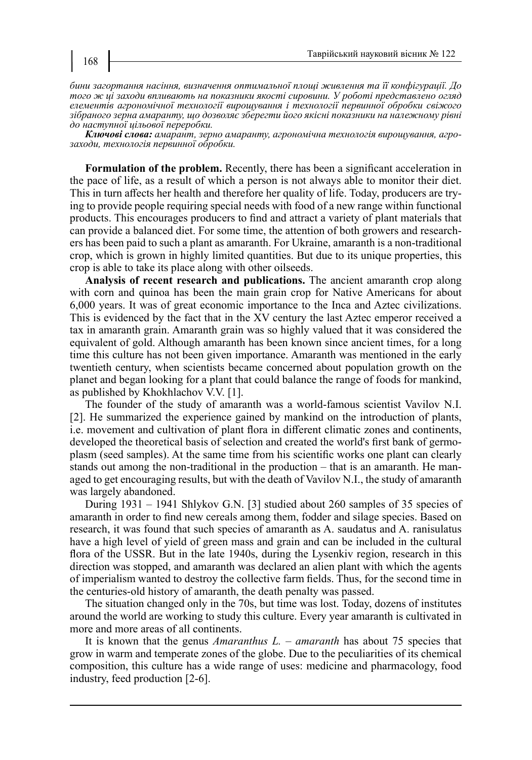*бини загортання насіння, визначення оптимальної площі живлення та її конфігурації. До того ж ці заходи впливають на показники якості сировини. У роботі представлено огляд елементів агрономічної технології вирощування і технології первинної обробки свіжого зібраного зерна амаранту, що дозволяє зберегти його якісні показники на належному рівні до наступної цільової переробки.*

***Ключові слова:*** *амарант, зерно амаранту, агрономічна технологія вирощування, агрозаходи, технологія первинної обробки.*

**Formulation of the problem.** Recently, there has been a significant acceleration in the pace of life, as a result of which a person is not always able to monitor their diet. This in turn affects her health and therefore her quality of life. Today, producers are trying to provide people requiring special needs with food of a new range within functional products. This encourages producers to find and attract a variety of plant materials that can provide a balanced diet. For some time, the attention of both growers and researchers has been paid to such a plant as amaranth. For Ukraine, amaranth is a non-traditional crop, which is grown in highly limited quantities. But due to its unique properties, this crop is able to take its place along with other oilseeds.

**Analysis of recent research and publications.** The ancient amaranth crop along with corn and quinoa has been the main grain crop for Native Americans for about 6,000 years. It was of great economic importance to the Inca and Aztec civilizations. This is evidenced by the fact that in the XV century the last Aztec emperor received a tax in amaranth grain. Amaranth grain was so highly valued that it was considered the equivalent of gold. Although amaranth has been known since ancient times, for a long time this culture has not been given importance. Amaranth was mentioned in the early twentieth century, when scientists became concerned about population growth on the planet and began looking for a plant that could balance the range of foods for mankind, as published by Khokhlachov V.V. [1].

The founder of the study of amaranth was a world-famous scientist Vavilov N.I. [2]. He summarized the experience gained by mankind on the introduction of plants, i.e. movement and cultivation of plant flora in different climatic zones and continents, developed the theoretical basis of selection and created the world's first bank of germoplasm (seed samples). At the same time from his scientific works one plant can clearly stands out among the non-traditional in the production – that is an amaranth. He managed to get encouraging results, but with the death of Vavilov N.I., the study of amaranth was largely abandoned.

During 1931 – 1941 Shlykov G.N. [3] studied about 260 samples of 35 species of amaranth in order to find new cereals among them, fodder and silage species. Based on research, it was found that such species of amaranth as A. saudatus and A. ranisulatus have a high level of yield of green mass and grain and can be included in the cultural flora of the USSR. But in the late 1940s, during the Lysenkiv region, research in this direction was stopped, and amaranth was declared an alien plant with which the agents of imperialism wanted to destroy the collective farm fields. Thus, for the second time in the centuries-old history of amaranth, the death penalty was passed.

The situation changed only in the 70s, but time was lost. Today, dozens of institutes around the world are working to study this culture. Every year amaranth is cultivated in more and more areas of all continents.

It is known that the genus *Amaranthus L. – amaranth* has about 75 species that grow in warm and temperate zones of the globe. Due to the peculiarities of its chemical composition, this culture has a wide range of uses: medicine and pharmacology, food industry, feed production [2-6].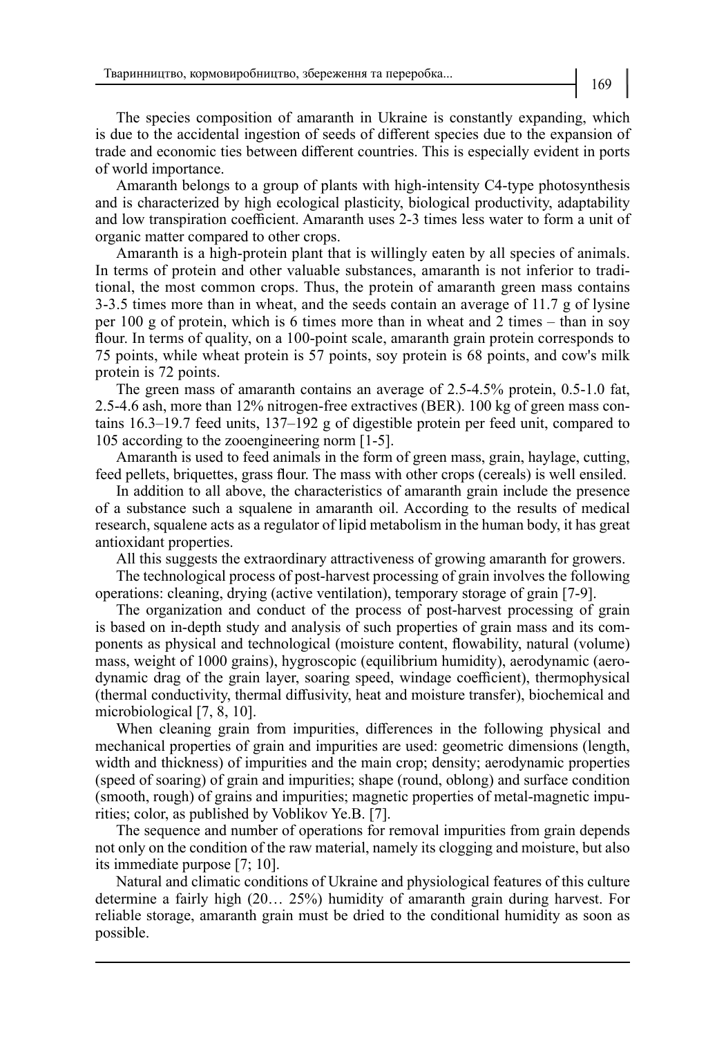The species composition of amaranth in Ukraine is constantly expanding, which is due to the accidental ingestion of seeds of different species due to the expansion of trade and economic ties between different countries. This is especially evident in ports of world importance.

Amaranth belongs to a group of plants with high-intensity C4-type photosynthesis and is characterized by high ecological plasticity, biological productivity, adaptability and low transpiration coefficient. Amaranth uses 2-3 times less water to form a unit of organic matter compared to other crops.

Amaranth is a high-protein plant that is willingly eaten by all species of animals. In terms of protein and other valuable substances, amaranth is not inferior to traditional, the most common crops. Thus, the protein of amaranth green mass contains 3-3.5 times more than in wheat, and the seeds contain an average of 11.7 g of lysine per 100 g of protein, which is 6 times more than in wheat and 2 times – than in soy flour. In terms of quality, on a 100-point scale, amaranth grain protein corresponds to 75 points, while wheat protein is 57 points, soy protein is 68 points, and cow's milk protein is 72 points.

The green mass of amaranth contains an average of 2.5-4.5% protein, 0.5-1.0 fat, 2.5-4.6 ash, more than 12% nitrogen-free extractives (BER). 100 kg of green mass contains 16.3–19.7 feed units, 137–192 g of digestible protein per feed unit, compared to 105 according to the zooengineering norm [1-5].

Amaranth is used to feed animals in the form of green mass, grain, haylage, cutting, feed pellets, briquettes, grass flour. The mass with other crops (cereals) is well ensiled.

In addition to all above, the characteristics of amaranth grain include the presence of a substance such a squalene in amaranth oil. According to the results of medical research, squalene acts as a regulator of lipid metabolism in the human body, it has great antioxidant properties.

All this suggests the extraordinary attractiveness of growing amaranth for growers.

The technological process of post-harvest processing of grain involves the following operations: cleaning, drying (active ventilation), temporary storage of grain [7-9].

The organization and conduct of the process of post-harvest processing of grain is based on in-depth study and analysis of such properties of grain mass and its components as physical and technological (moisture content, flowability, natural (volume) mass, weight of 1000 grains), hygroscopic (equilibrium humidity), aerodynamic (aerodynamic drag of the grain layer, soaring speed, windage coefficient), thermophysical (thermal conductivity, thermal diffusivity, heat and moisture transfer), biochemical and microbiological [7, 8, 10].

When cleaning grain from impurities, differences in the following physical and mechanical properties of grain and impurities are used: geometric dimensions (length, width and thickness) of impurities and the main crop; density; aerodynamic properties (speed of soaring) of grain and impurities; shape (round, oblong) and surface condition (smooth, rough) of grains and impurities; magnetic properties of metal-magnetic impurities; color, as published by Voblikov Ye.B. [7].

The sequence and number of operations for removal impurities from grain depends not only on the condition of the raw material, namely its clogging and moisture, but also its immediate purpose [7; 10].

Natural and climatic conditions of Ukraine and physiological features of this culture determine a fairly high (20… 25%) humidity of amaranth grain during harvest. For reliable storage, amaranth grain must be dried to the conditional humidity as soon as possible.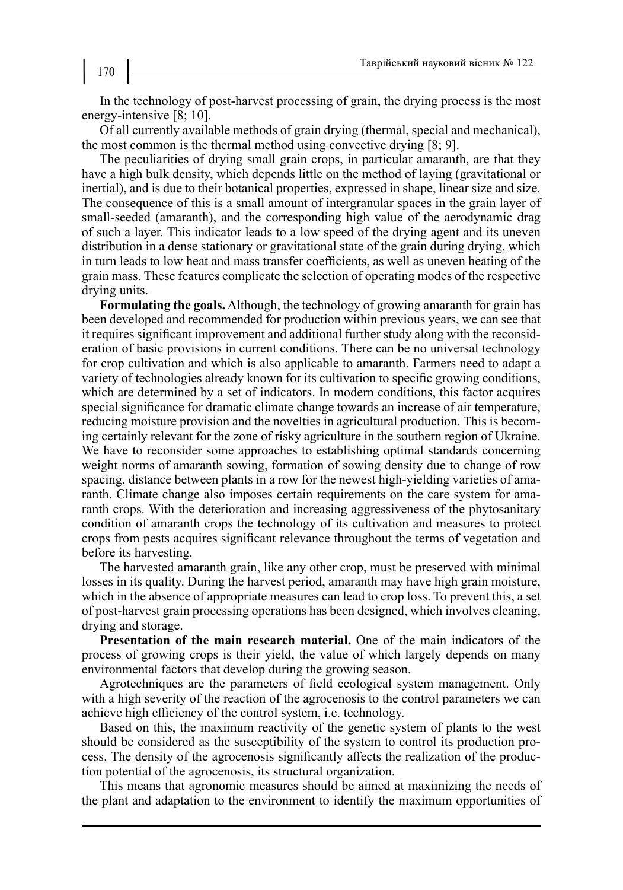In the technology of post-harvest processing of grain, the drying process is the most energy-intensive [8; 10].

Of all currently available methods of grain drying (thermal, special and mechanical), the most common is the thermal method using convective drying [8; 9].

The peculiarities of drying small grain crops, in particular amaranth, are that they have a high bulk density, which depends little on the method of laying (gravitational or inertial), and is due to their botanical properties, expressed in shape, linear size and size. The consequence of this is a small amount of intergranular spaces in the grain layer of small-seeded (amaranth), and the corresponding high value of the aerodynamic drag of such a layer. This indicator leads to a low speed of the drying agent and its uneven distribution in a dense stationary or gravitational state of the grain during drying, which in turn leads to low heat and mass transfer coefficients, as well as uneven heating of the grain mass. These features complicate the selection of operating modes of the respective drying units.

**Formulating the goals.** Although, the technology of growing amaranth for grain has been developed and recommended for production within previous years, we can see that it requires significant improvement and additional further study along with the reconsideration of basic provisions in current conditions. There can be no universal technology for crop cultivation and which is also applicable to amaranth. Farmers need to adapt a variety of technologies already known for its cultivation to specific growing conditions, which are determined by a set of indicators. In modern conditions, this factor acquires special significance for dramatic climate change towards an increase of air temperature, reducing moisture provision and the novelties in agricultural production. This is becoming certainly relevant for the zone of risky agriculture in the southern region of Ukraine. We have to reconsider some approaches to establishing optimal standards concerning weight norms of amaranth sowing, formation of sowing density due to change of row spacing, distance between plants in a row for the newest high-yielding varieties of amaranth. Climate change also imposes certain requirements on the care system for amaranth crops. With the deterioration and increasing aggressiveness of the phytosanitary condition of amaranth crops the technology of its cultivation and measures to protect crops from pests acquires significant relevance throughout the terms of vegetation and before its harvesting.

The harvested amaranth grain, like any other crop, must be preserved with minimal losses in its quality. During the harvest period, amaranth may have high grain moisture, which in the absence of appropriate measures can lead to crop loss. To prevent this, a set of post-harvest grain processing operations has been designed, which involves cleaning, drying and storage.

**Presentation of the main research material.** One of the main indicators of the process of growing crops is their yield, the value of which largely depends on many environmental factors that develop during the growing season.

Agrotechniques are the parameters of field ecological system management. Only with a high severity of the reaction of the agrocenosis to the control parameters we can achieve high efficiency of the control system, i.e. technology.

Based on this, the maximum reactivity of the genetic system of plants to the west should be considered as the susceptibility of the system to control its production process. The density of the agrocenosis significantly affects the realization of the production potential of the agrocenosis, its structural organization.

This means that agronomic measures should be aimed at maximizing the needs of the plant and adaptation to the environment to identify the maximum opportunities of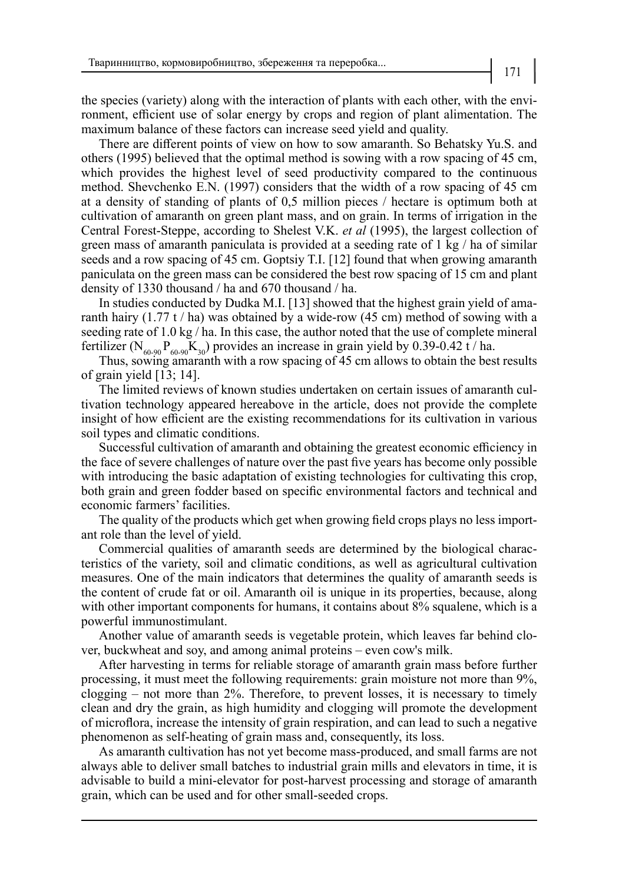the species (variety) along with the interaction of plants with each other, with the environment, efficient use of solar energy by crops and region of plant alimentation. The maximum balance of these factors can increase seed yield and quality.

There are different points of view on how to sow amaranth. So Behatsky Yu.S. and others (1995) believed that the optimal method is sowing with a row spacing of 45 cm, which provides the highest level of seed productivity compared to the continuous method. Shevchenko E.N. (1997) considers that the width of a row spacing of 45 cm at a density of standing of plants of 0,5 million pieces / hectare is optimum both at cultivation of amaranth on green plant mass, and on grain. In terms of irrigation in the Central Forest-Steppe, according to Shelest V.K. *et al* (1995), the largest collection of green mass of amaranth paniculata is provided at a seeding rate of 1 kg / ha of similar seeds and a row spacing of 45 cm. Goptsiy T.I. [12] found that when growing amaranth paniculata on the green mass can be considered the best row spacing of 15 cm and plant density of 1330 thousand / ha and 670 thousand / ha.

In studies conducted by Dudka M.I. [13] showed that the highest grain yield of amaranth hairy (1.77 t / ha) was obtained by a wide-row (45 cm) method of sowing with a seeding rate of 1.0 kg / ha. In this case, the author noted that the use of complete mineral fertilizer ($N_{60\text{-}90}P_{60\text{-}90}K_{30}$) provides an increase in grain yield by 0.39-0.42 t / ha.

Thus, sowing amaranth with a row spacing of 45 cm allows to obtain the best results of grain yield [13; 14].

The limited reviews of known studies undertaken on certain issues of amaranth cultivation technology appeared hereabove in the article, does not provide the complete insight of how efficient are the existing recommendations for its cultivation in various soil types and climatic conditions.

Successful cultivation of amaranth and obtaining the greatest economic efficiency in the face of severe challenges of nature over the past five years has become only possible with introducing the basic adaptation of existing technologies for cultivating this crop, both grain and green fodder based on specific environmental factors and technical and economic farmers' facilities.

The quality of the products which get when growing field crops plays no less important role than the level of yield.

Commercial qualities of amaranth seeds are determined by the biological characteristics of the variety, soil and climatic conditions, as well as agricultural cultivation measures. One of the main indicators that determines the quality of amaranth seeds is the content of crude fat or oil. Amaranth oil is unique in its properties, because, along with other important components for humans, it contains about 8% squalene, which is a powerful immunostimulant.

Another value of amaranth seeds is vegetable protein, which leaves far behind clover, buckwheat and soy, and among animal proteins – even cow's milk.

After harvesting in terms for reliable storage of amaranth grain mass before further processing, it must meet the following requirements: grain moisture not more than 9%, clogging – not more than 2%. Therefore, to prevent losses, it is necessary to timely clean and dry the grain, as high humidity and clogging will promote the development of microflora, increase the intensity of grain respiration, and can lead to such a negative phenomenon as self-heating of grain mass and, consequently, its loss.

As amaranth cultivation has not yet become mass-produced, and small farms are not always able to deliver small batches to industrial grain mills and elevators in time, it is advisable to build a mini-elevator for post-harvest processing and storage of amaranth grain, which can be used and for other small-seeded crops.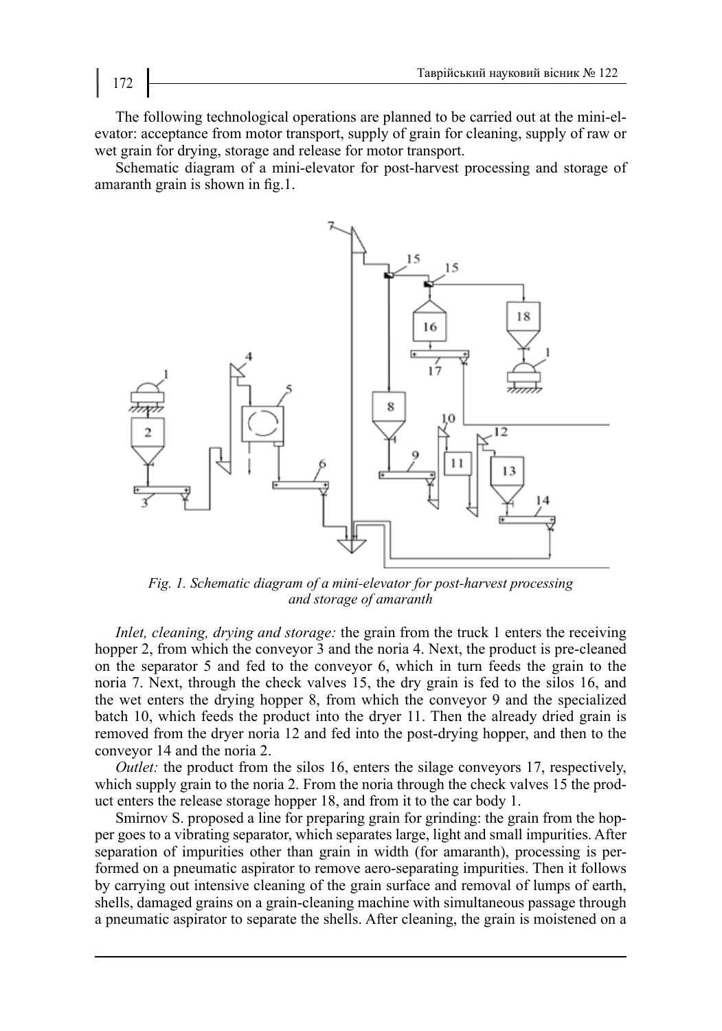The following technological operations are planned to be carried out at the mini-elevator: acceptance from motor transport, supply of grain for cleaning, supply of raw or wet grain for drying, storage and release for motor transport.

Schematic diagram of a mini-elevator for post-harvest processing and storage of amaranth grain is shown in fig.1.

*Fig. 1. Schematic diagram of a mini-elevator for post-harvest processing and storage of amaranth*

*Inlet, cleaning, drying and storage:* the grain from the truck 1 enters the receiving hopper 2, from which the conveyor 3 and the noria 4. Next, the product is pre-cleaned on the separator 5 and fed to the conveyor 6, which in turn feeds the grain to the noria 7. Next, through the check valves 15, the dry grain is fed to the silos 16, and the wet enters the drying hopper 8, from which the conveyor 9 and the specialized batch 10, which feeds the product into the dryer 11. Then the already dried grain is removed from the dryer noria 12 and fed into the post-drying hopper, and then to the conveyor 14 and the noria 2.

*Outlet:* the product from the silos 16, enters the silage conveyors 17, respectively, which supply grain to the noria 2. From the noria through the check valves 15 the product enters the release storage hopper 18, and from it to the car body 1.

Smirnov S. proposed a line for preparing grain for grinding: the grain from the hopper goes to a vibrating separator, which separates large, light and small impurities. After separation of impurities other than grain in width (for amaranth), processing is performed on a pneumatic aspirator to remove aero-separating impurities. Then it follows by carrying out intensive cleaning of the grain surface and removal of lumps of earth, shells, damaged grains on a grain-cleaning machine with simultaneous passage through a pneumatic aspirator to separate the shells. After cleaning, the grain is moistened on a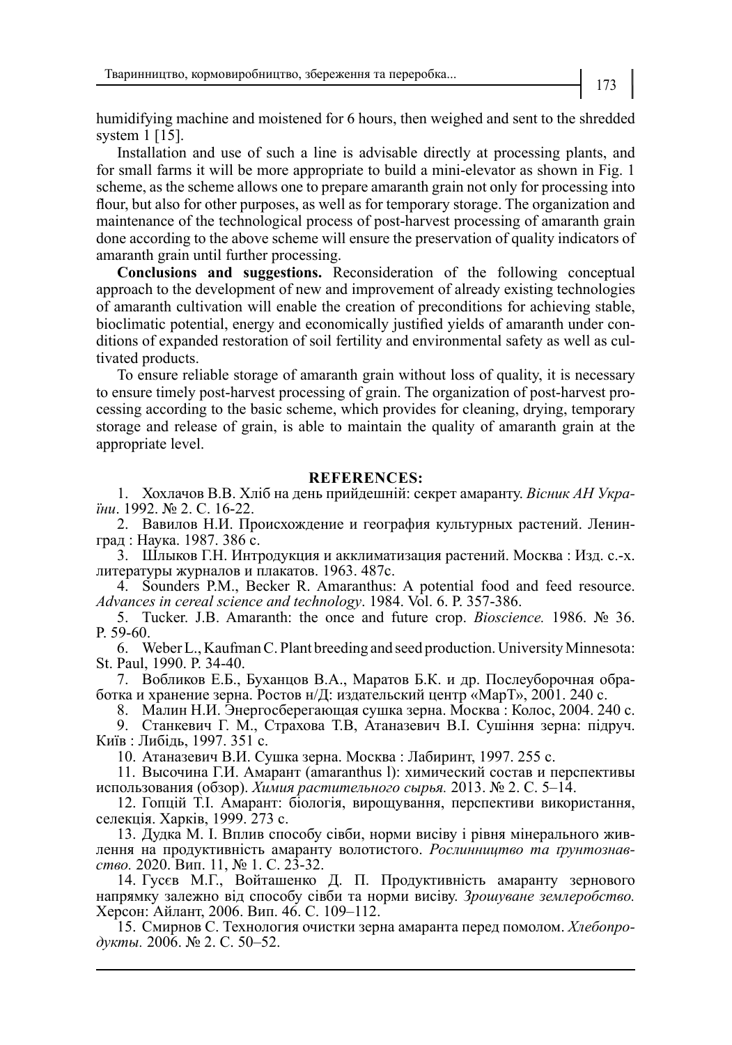humidifying machine and moistened for 6 hours, then weighed and sent to the shredded system 1 [15].

Installation and use of such a line is advisable directly at processing plants, and for small farms it will be more appropriate to build a mini-elevator as shown in Fig. 1 scheme, as the scheme allows one to prepare amaranth grain not only for processing into flour, but also for other purposes, as well as for temporary storage. The organization and maintenance of the technological process of post-harvest processing of amaranth grain done according to the above scheme will ensure the preservation of quality indicators of amaranth grain until further processing.

**Conclusions and suggestions.** Reconsideration of the following conceptual approach to the development of new and improvement of already existing technologies of amaranth cultivation will enable the creation of preconditions for achieving stable, bioclimatic potential, energy and economically justified yields of amaranth under conditions of expanded restoration of soil fertility and environmental safety as well as cultivated products.

To ensure reliable storage of amaranth grain without loss of quality, it is necessary to ensure timely post-harvest processing of grain. The organization of post-harvest processing according to the basic scheme, which provides for cleaning, drying, temporary storage and release of grain, is able to maintain the quality of amaranth grain at the appropriate level.

## REFERENCES:

1. Хохлачов В.В. Хліб на день прийдешній: секрет амаранту. *Вісник АН України*. 1992. № 2. С. 16-22.
2. Вавилов Н.И. Происхождение и география культурных растений. Ленинград : Наука. 1987. 386 с.
3. Шлыков Г.Н. Интродукция и акклиматизация растений. Москва : Изд. с.-х. литературы журналов и плакатов. 1963. 487с.
4. Sounders P.M., Becker R. Amaranthus: A potential food and feed resource. *Advances in cereal science and technology*. 1984. Vol. 6. P. 357-386.
5. Tucker. J.B. Amaranth: the once and future crop. *Bioscience.* 1986. № 36. P. 59-60.
6. Weber L., Kaufman C. Plant breeding and seed production. University Minnesota: St. Paul, 1990. P. 34-40.
7. Вобликов Е.Б., Буханцов В.А., Маратов Б.К. и др. Послеуборочная обработка и хранение зерна. Ростов н/Д: издательский центр «МарТ», 2001. 240 с.
8. Малин Н.И. Энергосберегающая сушка зерна. Москва : Колос, 2004. 240 с.
9. Станкевич Г. М., Страхова Т.В, Атаназевич В.І. Сушіння зерна: підруч. Київ : Либідь, 1997. 351 с.
10. Атаназевич В.И. Сушка зерна. Москва : Лабиринт, 1997. 255 с.
11. Высочина Г.И. Амарант (amaranthus l): химический состав и перспективы использования (обзор). *Химия растительного сырья.* 2013. № 2. С. 5–14.
12. Гопцій Т.І. Амарант: біологія, вирощування, перспективи використання, селекція. Харків, 1999. 273 с.
13. Дудка М. І. Вплив способу сівби, норми висіву і рівня мінерального живлення на продуктивність амаранту волотистого. *Рослинництво та ґрунтознавство.* 2020. Вип. 11, № 1. С. 23-32.
14. Гусєв М.Г., Войташенко Д. П. Продуктивність амаранту зернового напрямку залежно від способу сівби та норми висіву. *Зрошуване землеробство.* Херсон: Айлант, 2006. Вип. 46. С. 109–112.
15. Смирнов С. Технология очистки зерна амаранта перед помолом. *Хлебопродукты.* 2006. № 2. С. 50–52.